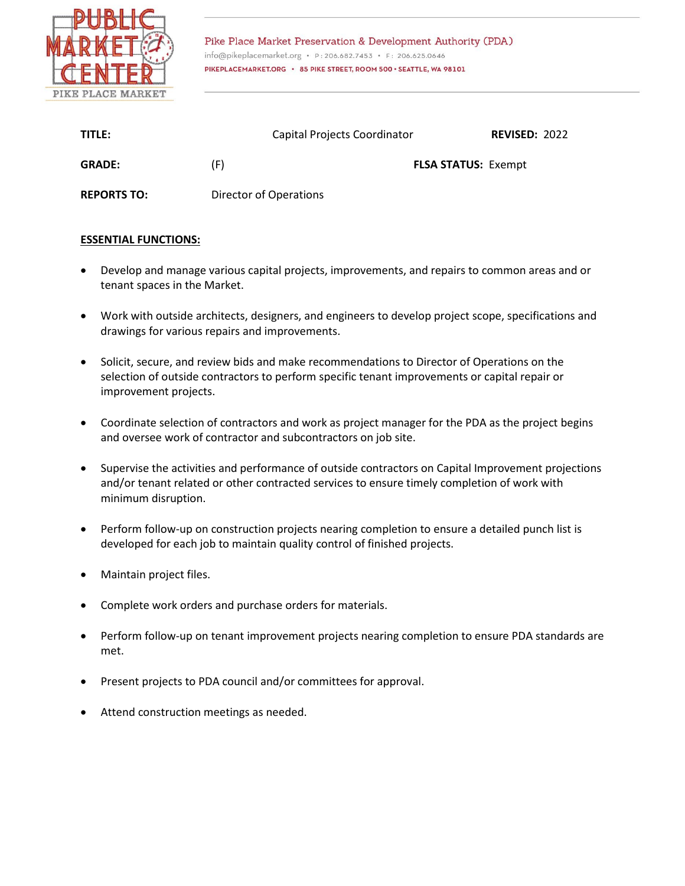Pike Place Market Preservation & Development Authority (PDA)

info@pikeplacemarket.org • P: 206.682.7453 • F: 206.625.0646

PIKEPLACEMARKET.ORG • 85 PIKE STREET, ROOM 500 • SEATTLE, WA 98101

**TITLE:** Capital Projects Coordinator **REVISED:** 2022

**GRADE:** (F) **FLSA STATUS:** Exempt

**REPORTS TO:** Director of Operations

## ESSENTIAL FUNCTIONS:

- Develop and manage various capital projects, improvements, and repairs to common areas and or tenant spaces in the Market.
- Work with outside architects, designers, and engineers to develop project scope, specifications and drawings for various repairs and improvements.
- Solicit, secure, and review bids and make recommendations to Director of Operations on the selection of outside contractors to perform specific tenant improvements or capital repair or improvement projects.
- Coordinate selection of contractors and work as project manager for the PDA as the project begins and oversee work of contractor and subcontractors on job site.
- Supervise the activities and performance of outside contractors on Capital Improvement projections and/or tenant related or other contracted services to ensure timely completion of work with minimum disruption.
- Perform follow-up on construction projects nearing completion to ensure a detailed punch list is developed for each job to maintain quality control of finished projects.
- Maintain project files.
- Complete work orders and purchase orders for materials.
- Perform follow-up on tenant improvement projects nearing completion to ensure PDA standards are met.
- Present projects to PDA council and/or committees for approval.
- Attend construction meetings as needed.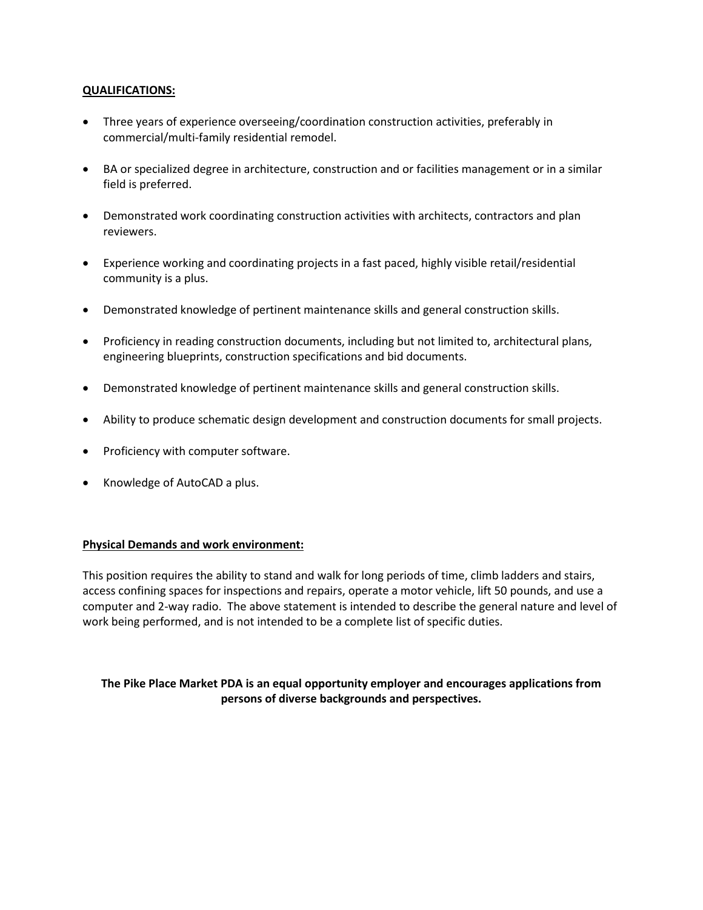**<u>QUALIFICATIONS:</u>**

- Three years of experience overseeing/coordination construction activities, preferably in commercial/multi-family residential remodel.
- BA or specialized degree in architecture, construction and or facilities management or in a similar field is preferred.
- Demonstrated work coordinating construction activities with architects, contractors and plan reviewers.
- Experience working and coordinating projects in a fast paced, highly visible retail/residential community is a plus.
- Demonstrated knowledge of pertinent maintenance skills and general construction skills.
- Proficiency in reading construction documents, including but not limited to, architectural plans, engineering blueprints, construction specifications and bid documents.
- Demonstrated knowledge of pertinent maintenance skills and general construction skills.
- Ability to produce schematic design development and construction documents for small projects.
- Proficiency with computer software.
- Knowledge of AutoCAD a plus.

**<u>Physical Demands and work environment:</u>**

This position requires the ability to stand and walk for long periods of time, climb ladders and stairs, access confining spaces for inspections and repairs, operate a motor vehicle, lift 50 pounds, and use a computer and 2-way radio. The above statement is intended to describe the general nature and level of work being performed, and is not intended to be a complete list of specific duties.

**The Pike Place Market PDA is an equal opportunity employer and encourages applications from persons of diverse backgrounds and perspectives.**